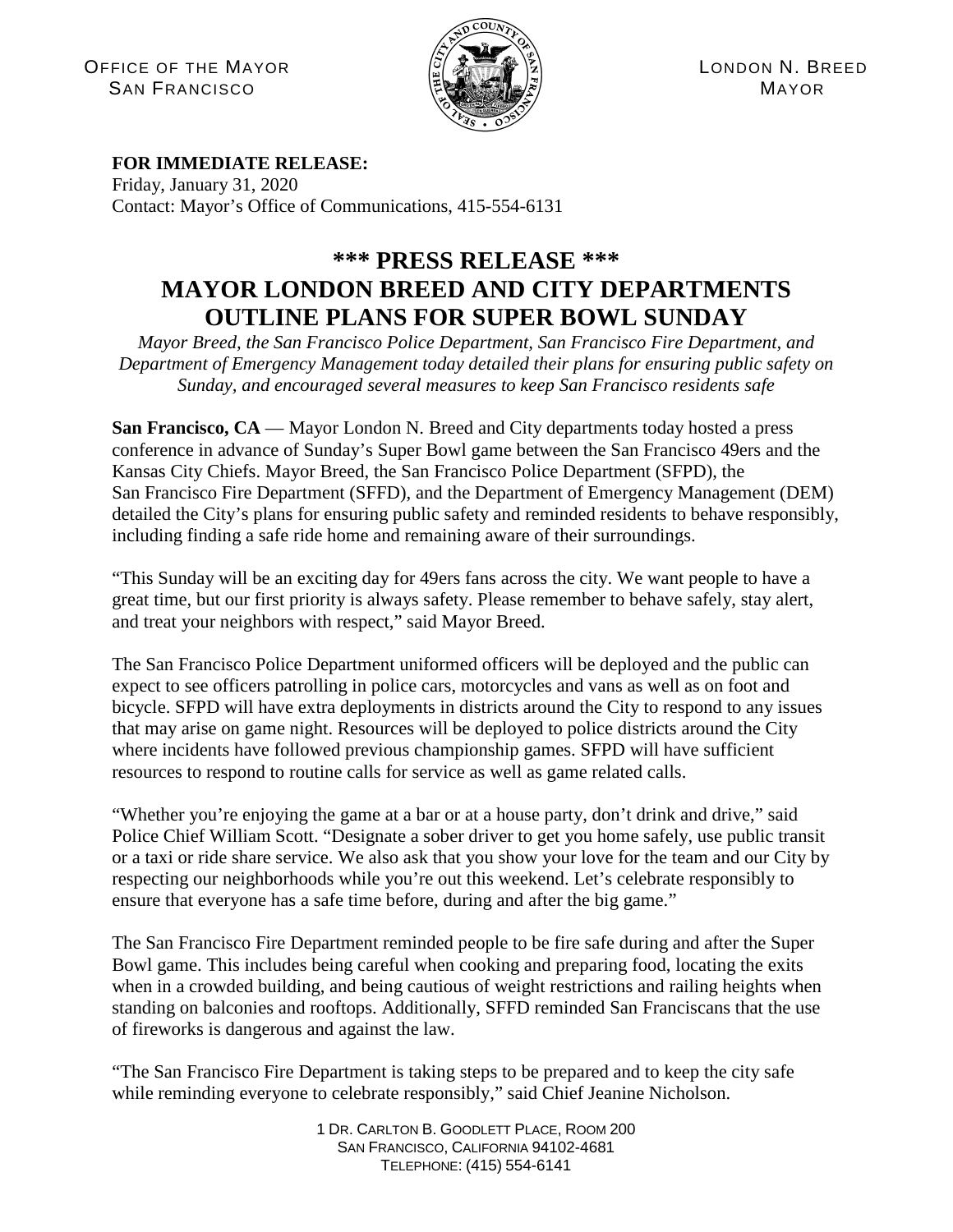OFFICE OF THE MAYOR
SAN FRANCISCO

LONDON N. BREED
MAYOR

**FOR IMMEDIATE RELEASE:**
Friday, January 31, 2020
Contact: Mayor's Office of Communications, 415-554-6131

# \*\*\* PRESS RELEASE \*\*\*
# MAYOR LONDON BREED AND CITY DEPARTMENTS OUTLINE PLANS FOR SUPER BOWL SUNDAY

*Mayor Breed, the San Francisco Police Department, San Francisco Fire Department, and Department of Emergency Management today detailed their plans for ensuring public safety on Sunday, and encouraged several measures to keep San Francisco residents safe*

**San Francisco, CA** — Mayor London N. Breed and City departments today hosted a press conference in advance of Sunday's Super Bowl game between the San Francisco 49ers and the Kansas City Chiefs. Mayor Breed, the San Francisco Police Department (SFPD), the San Francisco Fire Department (SFFD), and the Department of Emergency Management (DEM) detailed the City's plans for ensuring public safety and reminded residents to behave responsibly, including finding a safe ride home and remaining aware of their surroundings.

"This Sunday will be an exciting day for 49ers fans across the city. We want people to have a great time, but our first priority is always safety. Please remember to behave safely, stay alert, and treat your neighbors with respect," said Mayor Breed.

The San Francisco Police Department uniformed officers will be deployed and the public can expect to see officers patrolling in police cars, motorcycles and vans as well as on foot and bicycle. SFPD will have extra deployments in districts around the City to respond to any issues that may arise on game night. Resources will be deployed to police districts around the City where incidents have followed previous championship games. SFPD will have sufficient resources to respond to routine calls for service as well as game related calls.

"Whether you're enjoying the game at a bar or at a house party, don't drink and drive," said Police Chief William Scott. "Designate a sober driver to get you home safely, use public transit or a taxi or ride share service. We also ask that you show your love for the team and our City by respecting our neighborhoods while you're out this weekend. Let's celebrate responsibly to ensure that everyone has a safe time before, during and after the big game."

The San Francisco Fire Department reminded people to be fire safe during and after the Super Bowl game. This includes being careful when cooking and preparing food, locating the exits when in a crowded building, and being cautious of weight restrictions and railing heights when standing on balconies and rooftops. Additionally, SFFD reminded San Franciscans that the use of fireworks is dangerous and against the law.

"The San Francisco Fire Department is taking steps to be prepared and to keep the city safe while reminding everyone to celebrate responsibly," said Chief Jeanine Nicholson.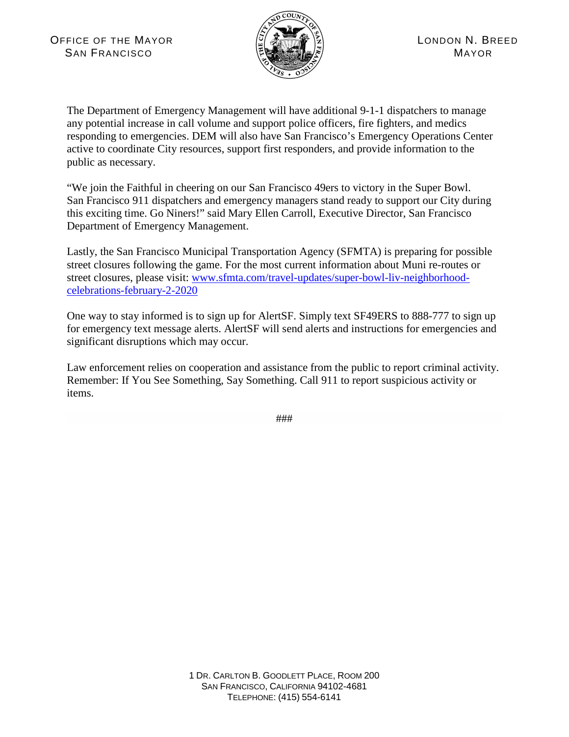The Department of Emergency Management will have additional 9-1-1 dispatchers to manage any potential increase in call volume and support police officers, fire fighters, and medics responding to emergencies. DEM will also have San Francisco's Emergency Operations Center active to coordinate City resources, support first responders, and provide information to the public as necessary.

"We join the Faithful in cheering on our San Francisco 49ers to victory in the Super Bowl. San Francisco 911 dispatchers and emergency managers stand ready to support our City during this exciting time. Go Niners!" said Mary Ellen Carroll, Executive Director, San Francisco Department of Emergency Management.

Lastly, the San Francisco Municipal Transportation Agency (SFMTA) is preparing for possible street closures following the game. For the most current information about Muni re-routes or street closures, please visit: [www.sfmta.com/travel-updates/super-bowl-liv-neighborhood-celebrations-february-2-2020](http://www.sfmta.com/travel-updates/super-bowl-liv-neighborhood-celebrations-february-2-2020)

One way to stay informed is to sign up for AlertSF. Simply text SF49ERS to 888-777 to sign up for emergency text message alerts. AlertSF will send alerts and instructions for emergencies and significant disruptions which may occur.

Law enforcement relies on cooperation and assistance from the public to report criminal activity. Remember: If You See Something, Say Something. Call 911 to report suspicious activity or items.

###